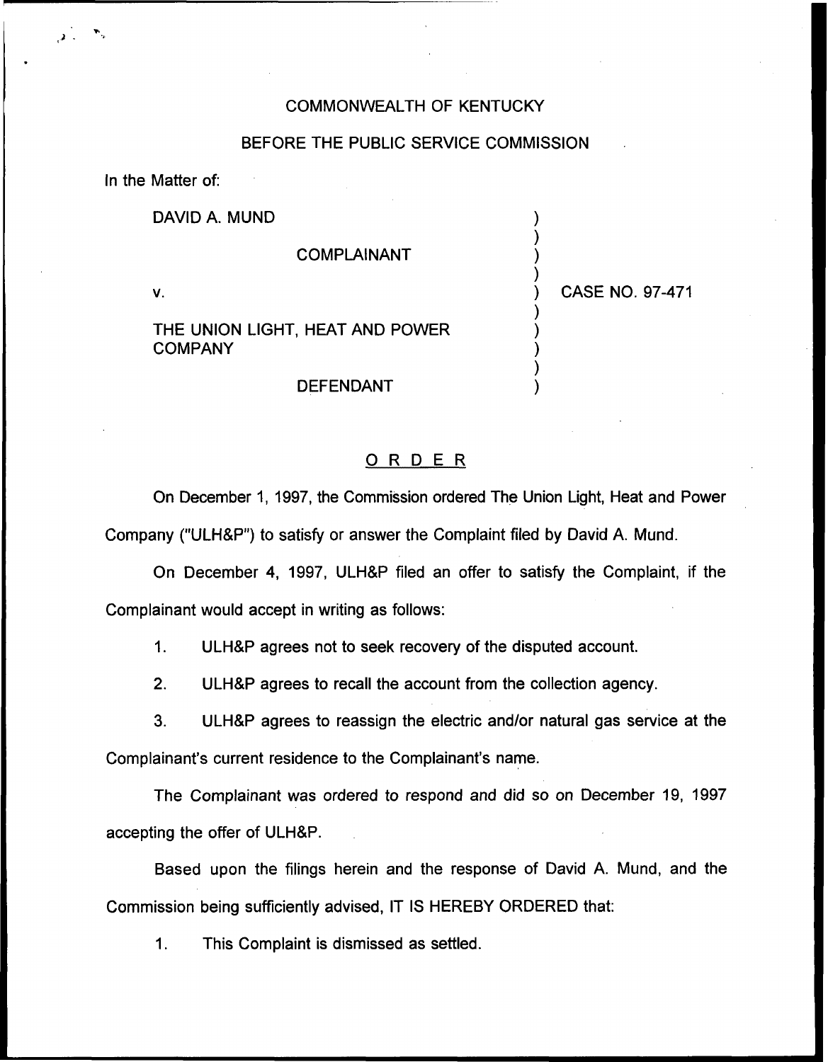COMMONWEALTH OF KENTUCKY

BEFORE THE PUBLIC SERVICE COMMISSION

In the Matter of:

DAVID A. MUND

COMPLAINANT

v.

THE UNION LIGHT, HEAT AND POWER COMPANY

DEFENDANT

CASE NO. 97-471

## ORDER

On December 1, 1997, the Commission ordered The Union Light, Heat and Power Company ("ULH&P") to satisfy or answer the Complaint filed by David A. Mund.

On December 4, 1997, ULH&P filed an offer to satisfy the Complaint, if the Complainant would accept in writing as follows:

1. ULH&P agrees not to seek recovery of the disputed account.

2. ULH&P agrees to recall the account from the collection agency.

3. ULH&P agrees to reassign the electric and/or natural gas service at the Complainant's current residence to the Complainant's name.

The Complainant was ordered to respond and did so on December 19, 1997 accepting the offer of ULH&P.

Based upon the filings herein and the response of David A. Mund, and the Commission being sufficiently advised, IT IS HEREBY ORDERED that:

1. This Complaint is dismissed as settled.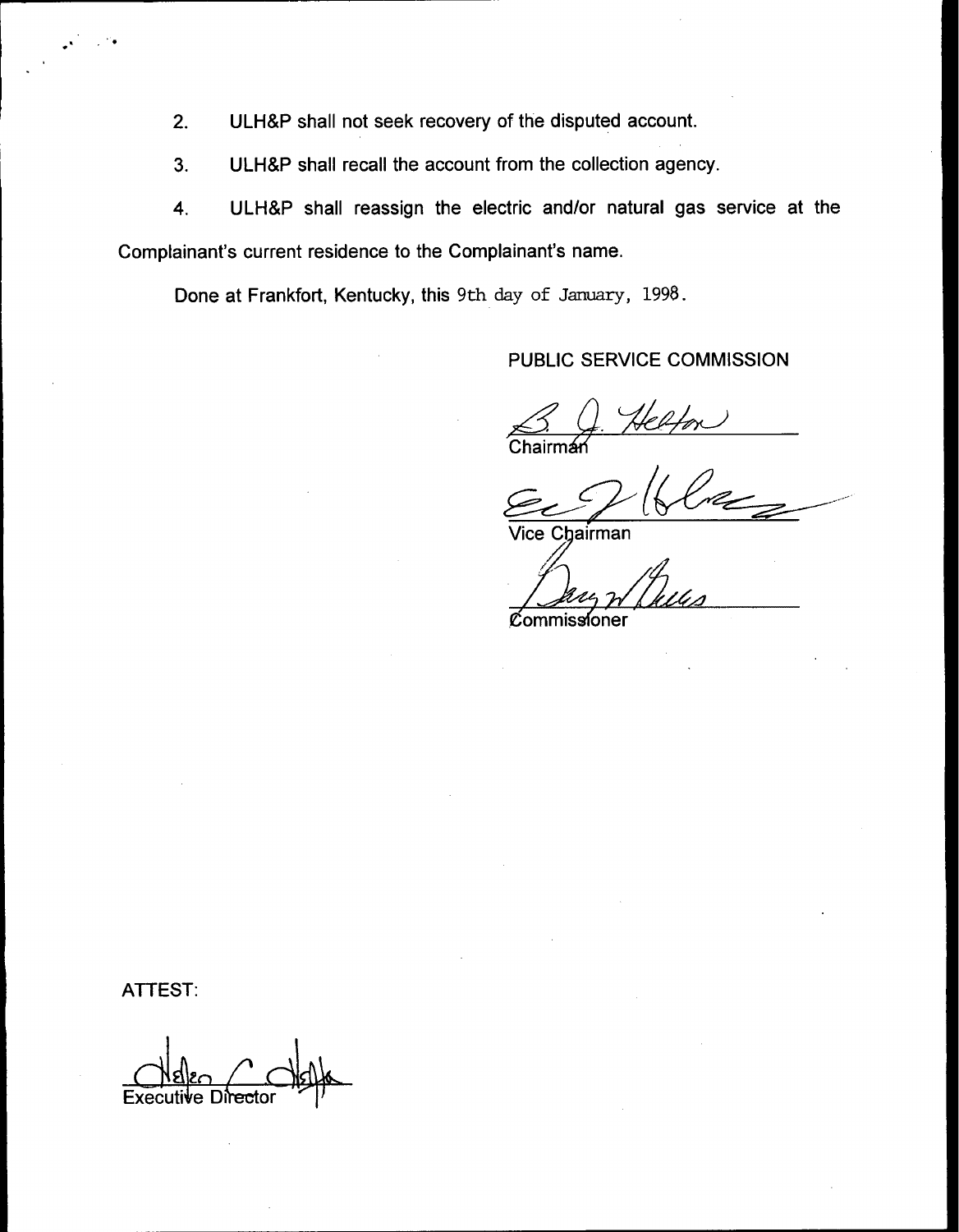2. ULH&P shall not seek recovery of the disputed account.

3. ULH&P shall recall the account from the collection agency.

4. ULH&P shall reassign the electric and/or natural gas service at the Complainant's current residence to the Complainant's name.

Done at Frankfort, Kentucky, this 9th day of January, 1998.

PUBLIC SERVICE COMMISSION

Chairman

Vice Chairman

Commissioner

ATTEST:

Executive Director